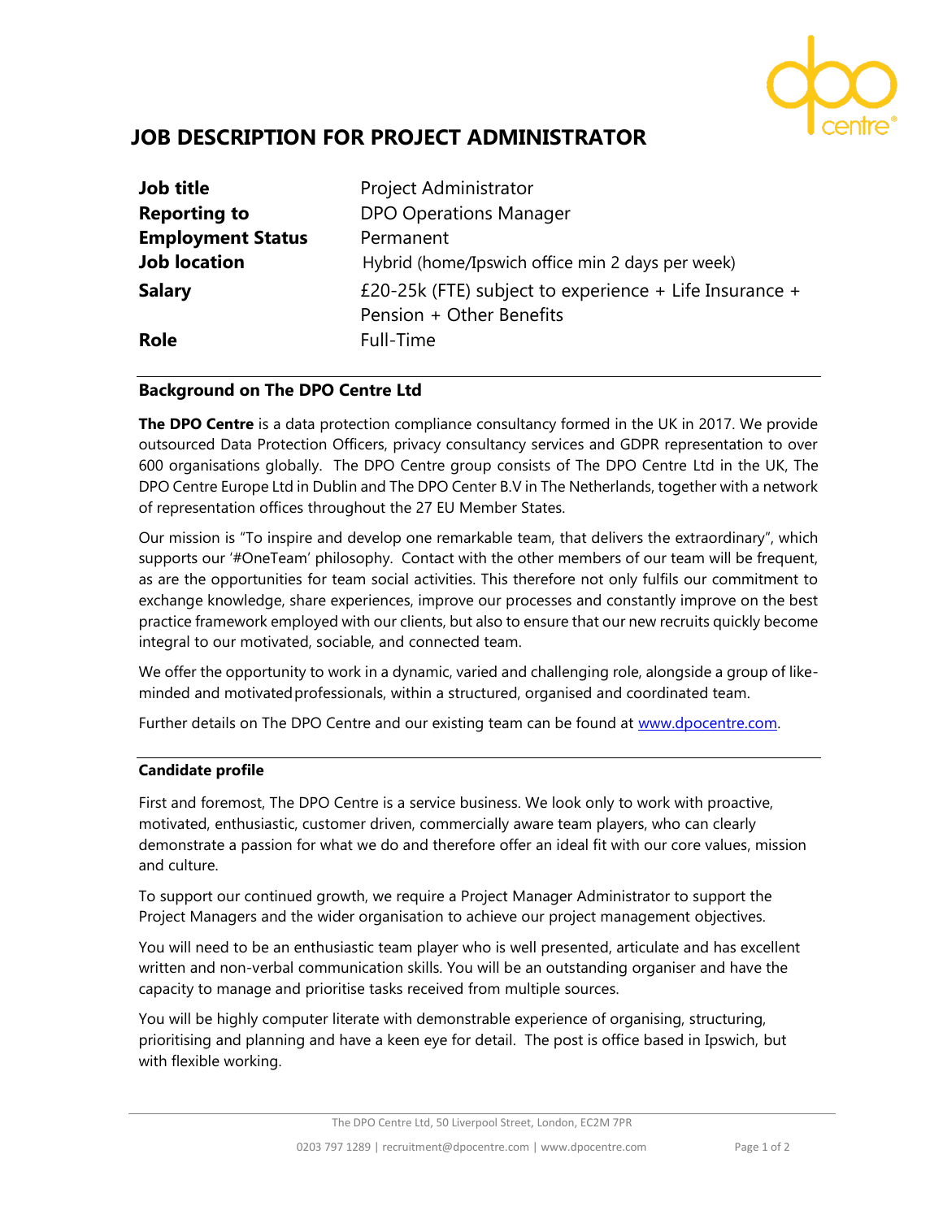# JOB DESCRIPTION FOR PROJECT ADMINISTRATOR

| | |
|---|---|
| **Job title** | Project Administrator |
| **Reporting to** | DPO Operations Manager |
| **Employment Status** | Permanent |
| **Job location** | Hybrid (home/Ipswich office min 2 days per week) |
| **Salary** | £20-25k (FTE) subject to experience + Life Insurance + Pension + Other Benefits |
| **Role** | Full-Time |

## Background on The DPO Centre Ltd

**The DPO Centre** is a data protection compliance consultancy formed in the UK in 2017. We provide outsourced Data Protection Officers, privacy consultancy services and GDPR representation to over 600 organisations globally. The DPO Centre group consists of The DPO Centre Ltd in the UK, The DPO Centre Europe Ltd in Dublin and The DPO Center B.V in The Netherlands, together with a network of representation offices throughout the 27 EU Member States.

Our mission is "To inspire and develop one remarkable team, that delivers the extraordinary", which supports our '#OneTeam' philosophy. Contact with the other members of our team will be frequent, as are the opportunities for team social activities. This therefore not only fulfils our commitment to exchange knowledge, share experiences, improve our processes and constantly improve on the best practice framework employed with our clients, but also to ensure that our new recruits quickly become integral to our motivated, sociable, and connected team.

We offer the opportunity to work in a dynamic, varied and challenging role, alongside a group of like-minded and motivated professionals, within a structured, organised and coordinated team.

Further details on The DPO Centre and our existing team can be found at www.dpocentre.com.

## Candidate profile

First and foremost, The DPO Centre is a service business. We look only to work with proactive, motivated, enthusiastic, customer driven, commercially aware team players, who can clearly demonstrate a passion for what we do and therefore offer an ideal fit with our core values, mission and culture.

To support our continued growth, we require a Project Manager Administrator to support the Project Managers and the wider organisation to achieve our project management objectives.

You will need to be an enthusiastic team player who is well presented, articulate and has excellent written and non-verbal communication skills. You will be an outstanding organiser and have the capacity to manage and prioritise tasks received from multiple sources.

You will be highly computer literate with demonstrable experience of organising, structuring, prioritising and planning and have a keen eye for detail. The post is office based in Ipswich, but with flexible working.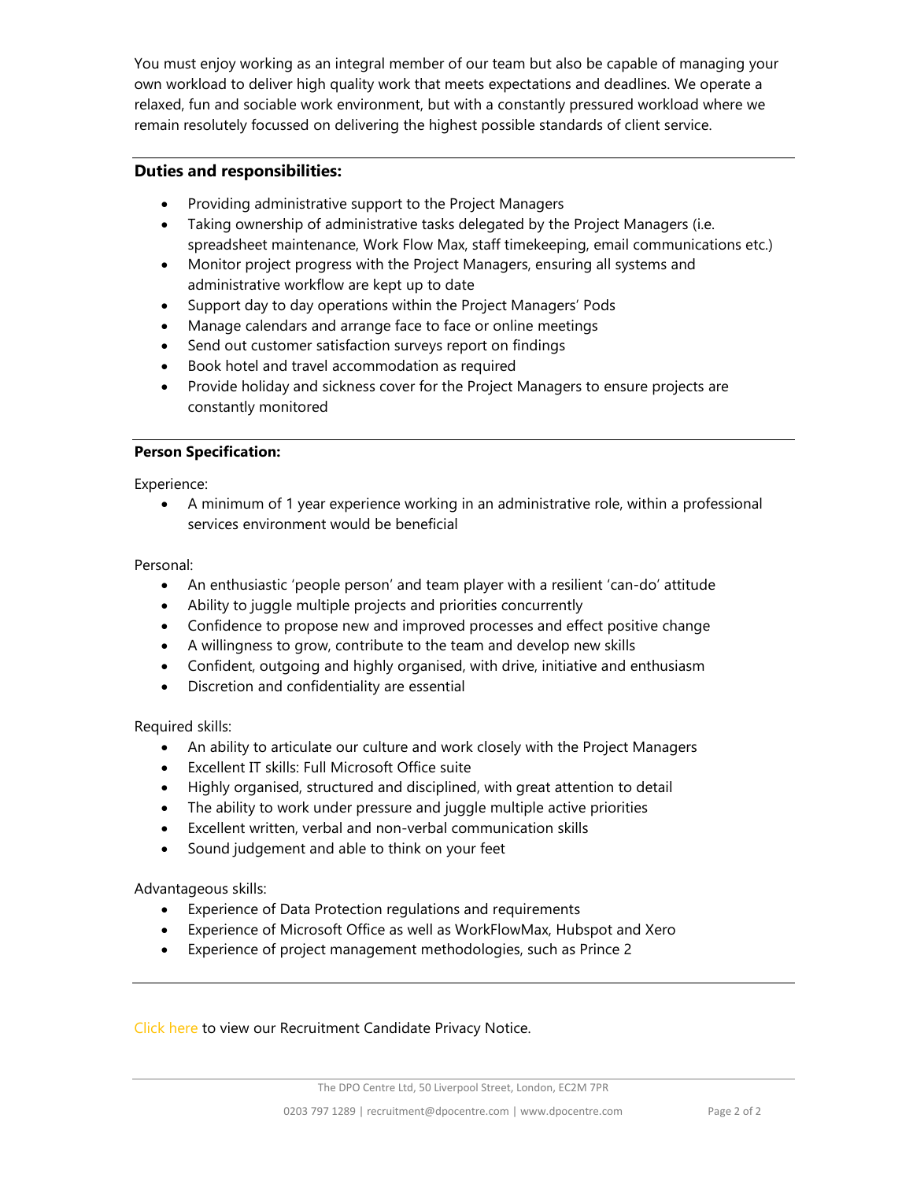You must enjoy working as an integral member of our team but also be capable of managing your own workload to deliver high quality work that meets expectations and deadlines. We operate a relaxed, fun and sociable work environment, but with a constantly pressured workload where we remain resolutely focussed on delivering the highest possible standards of client service.

## Duties and responsibilities:

- Providing administrative support to the Project Managers
- Taking ownership of administrative tasks delegated by the Project Managers (i.e. spreadsheet maintenance, Work Flow Max, staff timekeeping, email communications etc.)
- Monitor project progress with the Project Managers, ensuring all systems and administrative workflow are kept up to date
- Support day to day operations within the Project Managers' Pods
- Manage calendars and arrange face to face or online meetings
- Send out customer satisfaction surveys report on findings
- Book hotel and travel accommodation as required
- Provide holiday and sickness cover for the Project Managers to ensure projects are constantly monitored

**Person Specification:**

Experience:

- A minimum of 1 year experience working in an administrative role, within a professional services environment would be beneficial

Personal:

- An enthusiastic 'people person' and team player with a resilient 'can-do' attitude
- Ability to juggle multiple projects and priorities concurrently
- Confidence to propose new and improved processes and effect positive change
- A willingness to grow, contribute to the team and develop new skills
- Confident, outgoing and highly organised, with drive, initiative and enthusiasm
- Discretion and confidentiality are essential

Required skills:

- An ability to articulate our culture and work closely with the Project Managers
- Excellent IT skills: Full Microsoft Office suite
- Highly organised, structured and disciplined, with great attention to detail
- The ability to work under pressure and juggle multiple active priorities
- Excellent written, verbal and non-verbal communication skills
- Sound judgement and able to think on your feet

Advantageous skills:

- Experience of Data Protection regulations and requirements
- Experience of Microsoft Office as well as WorkFlowMax, Hubspot and Xero
- Experience of project management methodologies, such as Prince 2

Click here to view our Recruitment Candidate Privacy Notice.

The DPO Centre Ltd, 50 Liverpool Street, London, EC2M 7PR

0203 797 1289 | recruitment@dpocentre.com | www.dpocentre.com